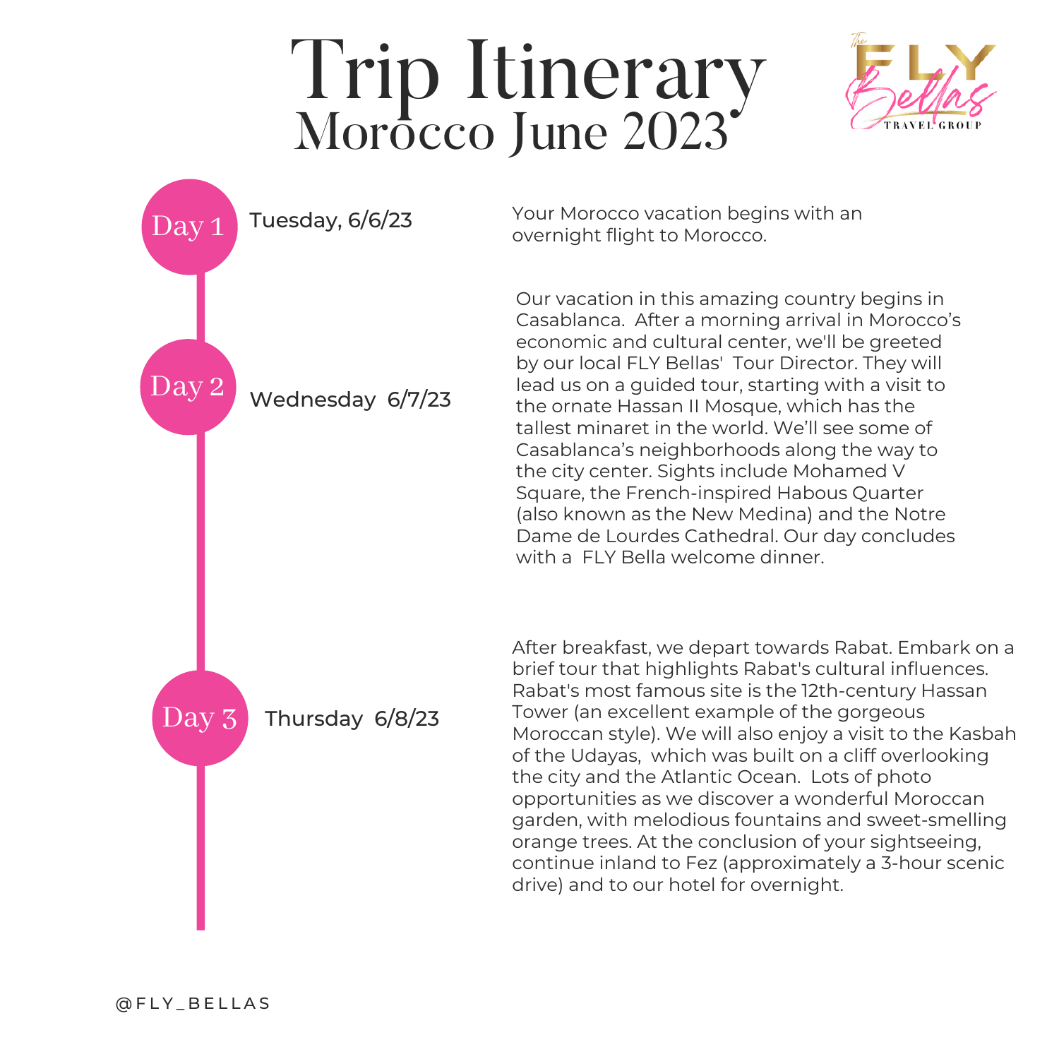# Trip Itinerary

## Morocco June 2023

The FLY Bellas Travel Group

### Day 1 — Tuesday, 6/6/23

Your Morocco vacation begins with an overnight flight to Morocco.

### Day 2 — Wednesday 6/7/23

Our vacation in this amazing country begins in Casablanca. After a morning arrival in Morocco's economic and cultural center, we'll be greeted by our local FLY Bellas' Tour Director. They will lead us on a guided tour, starting with a visit to the ornate Hassan II Mosque, which has the tallest minaret in the world. We'll see some of Casablanca's neighborhoods along the way to the city center. Sights include Mohamed V Square, the French-inspired Habous Quarter (also known as the New Medina) and the Notre Dame de Lourdes Cathedral. Our day concludes with a FLY Bella welcome dinner.

### Day 3 — Thursday 6/8/23

After breakfast, we depart towards Rabat. Embark on a brief tour that highlights Rabat's cultural influences. Rabat's most famous site is the 12th-century Hassan Tower (an excellent example of the gorgeous Moroccan style). We will also enjoy a visit to the Kasbah of the Udayas, which was built on a cliff overlooking the city and the Atlantic Ocean. Lots of photo opportunities as we discover a wonderful Moroccan garden, with melodious fountains and sweet-smelling orange trees. At the conclusion of your sightseeing, continue inland to Fez (approximately a 3-hour scenic drive) and to our hotel for overnight.

@FLY_BELLAS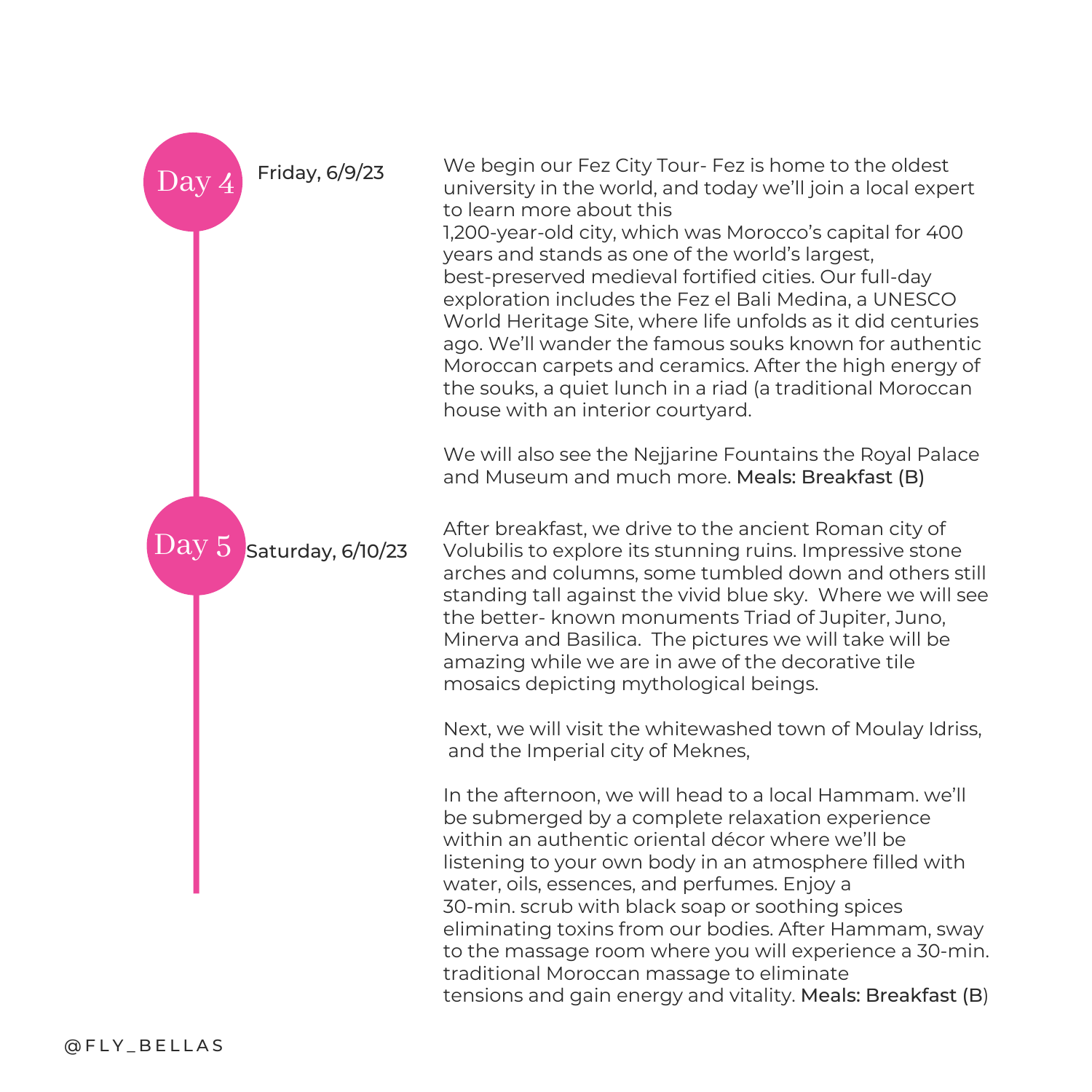## Day 4 — Friday, 6/9/23

We begin our Fez City Tour- Fez is home to the oldest university in the world, and today we'll join a local expert to learn more about this 1,200-year-old city, which was Morocco's capital for 400 years and stands as one of the world's largest, best-preserved medieval fortified cities. Our full-day exploration includes the Fez el Bali Medina, a UNESCO World Heritage Site, where life unfolds as it did centuries ago. We'll wander the famous souks known for authentic Moroccan carpets and ceramics. After the high energy of the souks, a quiet lunch in a riad (a traditional Moroccan house with an interior courtyard.

We will also see the Nejjarine Fountains the Royal Palace and Museum and much more. Meals: Breakfast (B)

## Day 5 — Saturday, 6/10/23

After breakfast, we drive to the ancient Roman city of Volubilis to explore its stunning ruins. Impressive stone arches and columns, some tumbled down and others still standing tall against the vivid blue sky. Where we will see the better- known monuments Triad of Jupiter, Juno, Minerva and Basilica. The pictures we will take will be amazing while we are in awe of the decorative tile mosaics depicting mythological beings.

Next, we will visit the whitewashed town of Moulay Idriss, and the Imperial city of Meknes,

In the afternoon, we will head to a local Hammam. we'll be submerged by a complete relaxation experience within an authentic oriental décor where we'll be listening to your own body in an atmosphere filled with water, oils, essences, and perfumes. Enjoy a 30-min. scrub with black soap or soothing spices eliminating toxins from our bodies. After Hammam, sway to the massage room where you will experience a 30-min. traditional Moroccan massage to eliminate tensions and gain energy and vitality. Meals: Breakfast (B)

@FLY_BELLAS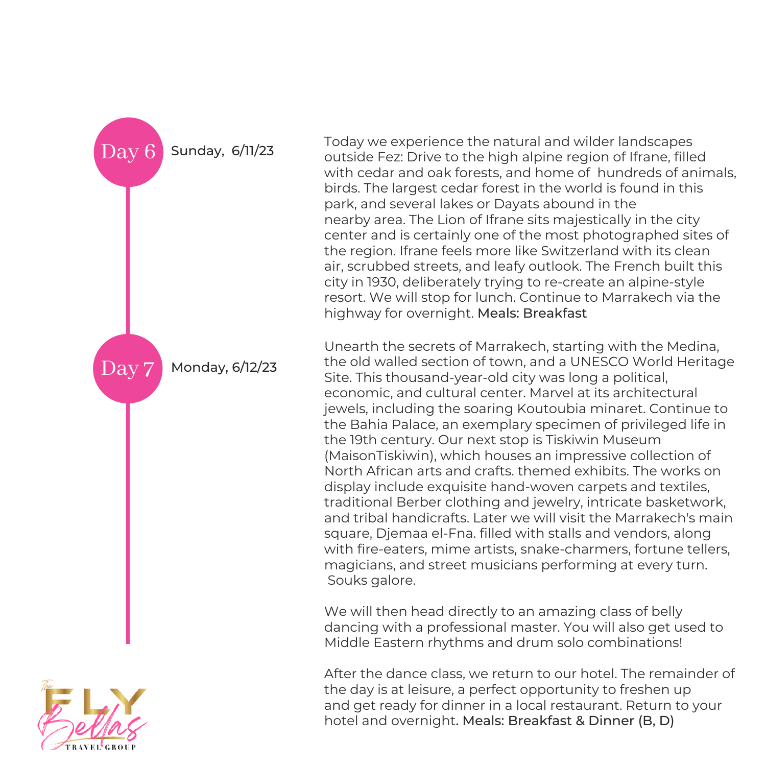## Day 6 Sunday, 6/11/23

Today we experience the natural and wilder landscapes outside Fez: Drive to the high alpine region of Ifrane, filled with cedar and oak forests, and home of hundreds of animals, birds. The largest cedar forest in the world is found in this park, and several lakes or Dayats abound in the nearby area. The Lion of Ifrane sits majestically in the city center and is certainly one of the most photographed sites of the region. Ifrane feels more like Switzerland with its clean air, scrubbed streets, and leafy outlook. The French built this city in 1930, deliberately trying to re-create an alpine-style resort. We will stop for lunch. Continue to Marrakech via the highway for overnight. Meals: Breakfast

## Day 7 Monday, 6/12/23

Unearth the secrets of Marrakech, starting with the Medina, the old walled section of town, and a UNESCO World Heritage Site. This thousand-year-old city was long a political, economic, and cultural center. Marvel at its architectural jewels, including the soaring Koutoubia minaret. Continue to the Bahia Palace, an exemplary specimen of privileged life in the 19th century. Our next stop is Tiskiwin Museum (MaisonTiskiwin), which houses an impressive collection of North African arts and crafts. themed exhibits. The works on display include exquisite hand-woven carpets and textiles, traditional Berber clothing and jewelry, intricate basketwork, and tribal handicrafts. Later we will visit the Marrakech's main square, Djemaa el-Fna. filled with stalls and vendors, along with fire-eaters, mime artists, snake-charmers, fortune tellers, magicians, and street musicians performing at every turn. Souks galore.

We will then head directly to an amazing class of belly dancing with a professional master. You will also get used to Middle Eastern rhythms and drum solo combinations!

After the dance class, we return to our hotel. The remainder of the day is at leisure, a perfect opportunity to freshen up and get ready for dinner in a local restaurant. Return to your hotel and overnight. Meals: Breakfast & Dinner (B, D)

The FLY Bellas TRAVEL GROUP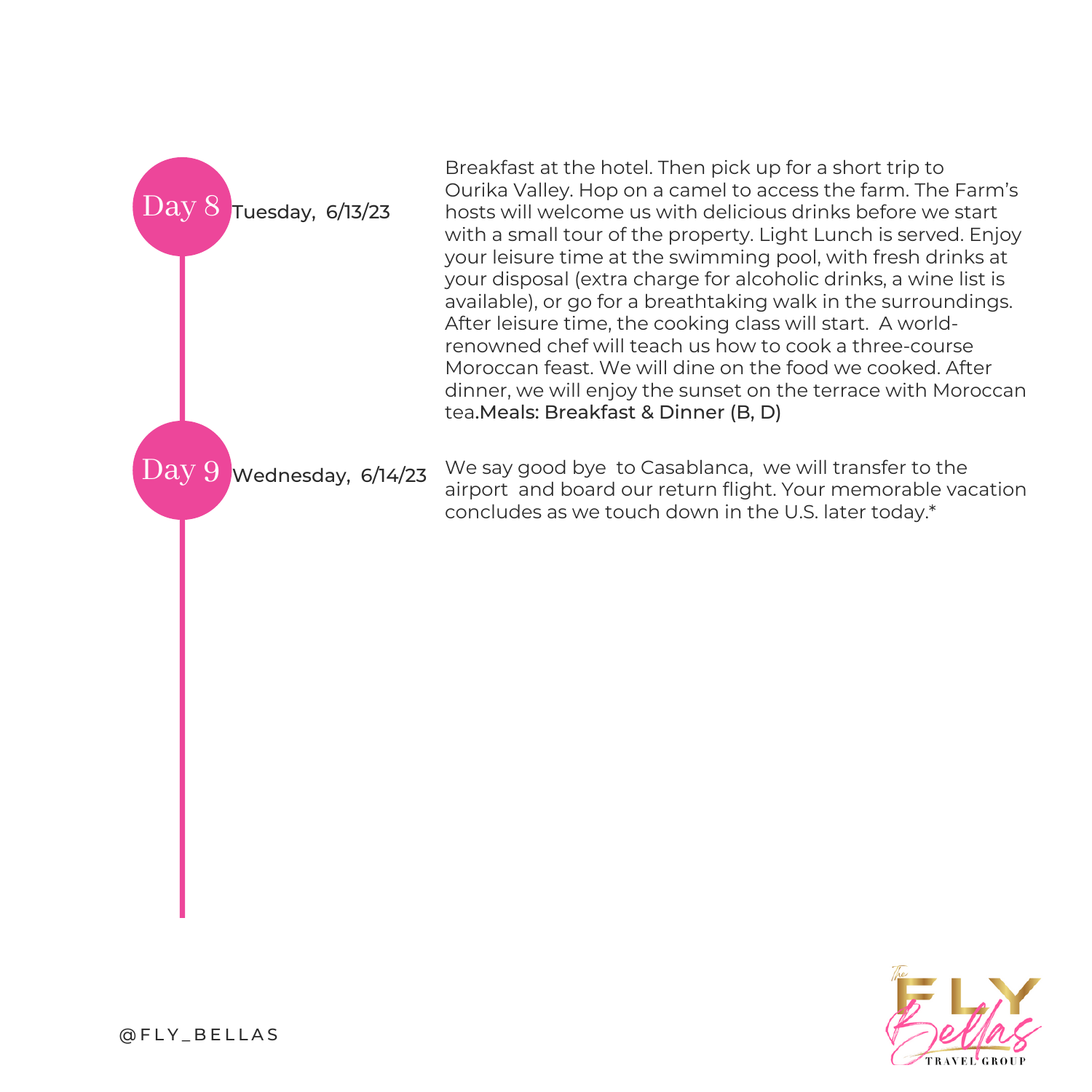## Day 8 Tuesday, 6/13/23

Breakfast at the hotel. Then pick up for a short trip to Ourika Valley. Hop on a camel to access the farm. The Farm's hosts will welcome us with delicious drinks before we start with a small tour of the property. Light Lunch is served. Enjoy your leisure time at the swimming pool, with fresh drinks at your disposal (extra charge for alcoholic drinks, a wine list is available), or go for a breathtaking walk in the surroundings. After leisure time, the cooking class will start. A world-renowned chef will teach us how to cook a three-course Moroccan feast. We will dine on the food we cooked. After dinner, we will enjoy the sunset on the terrace with Moroccan tea.Meals: Breakfast & Dinner (B, D)

## Day 9 Wednesday, 6/14/23

We say good bye to Casablanca, we will transfer to the airport and board our return flight. Your memorable vacation concludes as we touch down in the U.S. later today.*

@FLY_BELLAS

The FLY Bellas TRAVEL GROUP